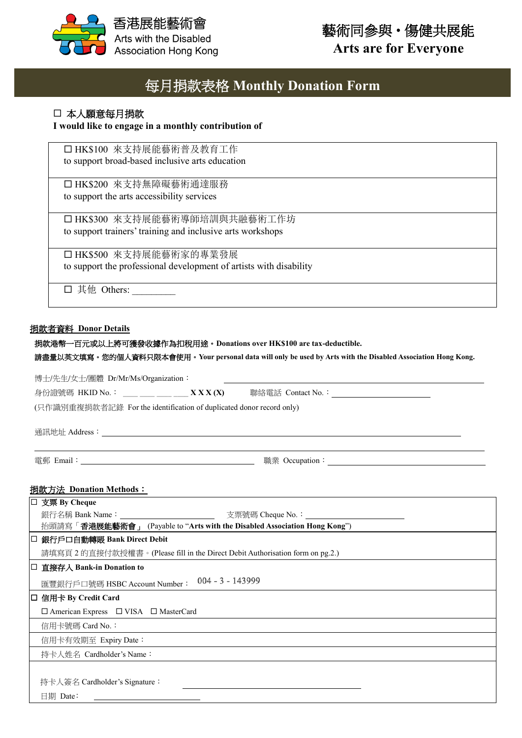香港展能藝術會
Arts with the Disabled Association Hong Kong

藝術同參與・傷健共展能
**Arts are for Everyone**

# 每月捐款表格 Monthly Donation Form

☐ 本人願意每月捐款
**I would like to engage in a monthly contribution of**

| |
|---|
| ☐ HK$100 來支持展能藝術普及教育工作<br>to support broad-based inclusive arts education |
| ☐ HK$200 來支持無障礙藝術通達服務<br>to support the arts accessibility services |
| ☐ HK$300 來支持展能藝術導師培訓與共融藝術工作坊<br>to support trainers' training and inclusive arts workshops |
| ☐ HK$500 來支持展能藝術家的專業發展<br>to support the professional development of artists with disability |
| ☐ 其他 Others: _________ |

## 捐款者資料 Donor Details

**捐款港幣一百元或以上將可獲發收據作為扣稅用途。Donations over HK$100 are tax-deductible.**

**請盡量以英文填寫。您的個人資料只限本會使用。Your personal data will only be used by Arts with the Disabled Association Hong Kong.**

博士/先生/女士/團體 Dr/Mr/Ms/Organization：________________________________

身份證號碼 HKID No.：___ ___ ___ ___ **X X X (X)**　　聯絡電話 Contact No.：____________________

(只作識別重複捐款者記錄 For the identification of duplicated donor record only)

通訊地址 Address：________________________________________________________

________________________________________________________________________

電郵 Email：________________________________　　職業 Occupation：________________________

## 捐款方法 Donation Methods：

| |
|---|
| ☐ **支票 By Cheque**<br>銀行名稱 Bank Name：________________　　支票號碼 Cheque No.：________________<br>抬頭請寫「**香港展能藝術會**」 (Payable to "**Arts with the Disabled Association Hong Kong**") |
| ☐ **銀行戶口自動轉賬 Bank Direct Debit**<br>請填寫頁 2 的直接付款授權書。(Please fill in the Direct Debit Authorisation form on pg.2.) |
| ☐ **直接存入 Bank-in Donation to**<br>匯豐銀行戶口號碼 HSBC Account Number：　004 - 3 - 143999 |
| ☐ **信用卡 By Credit Card**<br>☐ American Express　☐ VISA　☐ MasterCard |
| 信用卡號碼 Card No.： |
| 信用卡有效期至 Expiry Date： |
| 持卡人姓名 Cardholder's Name： |
| 持卡人簽名 Cardholder's Signature：________________________________<br>日期 Date：________________ |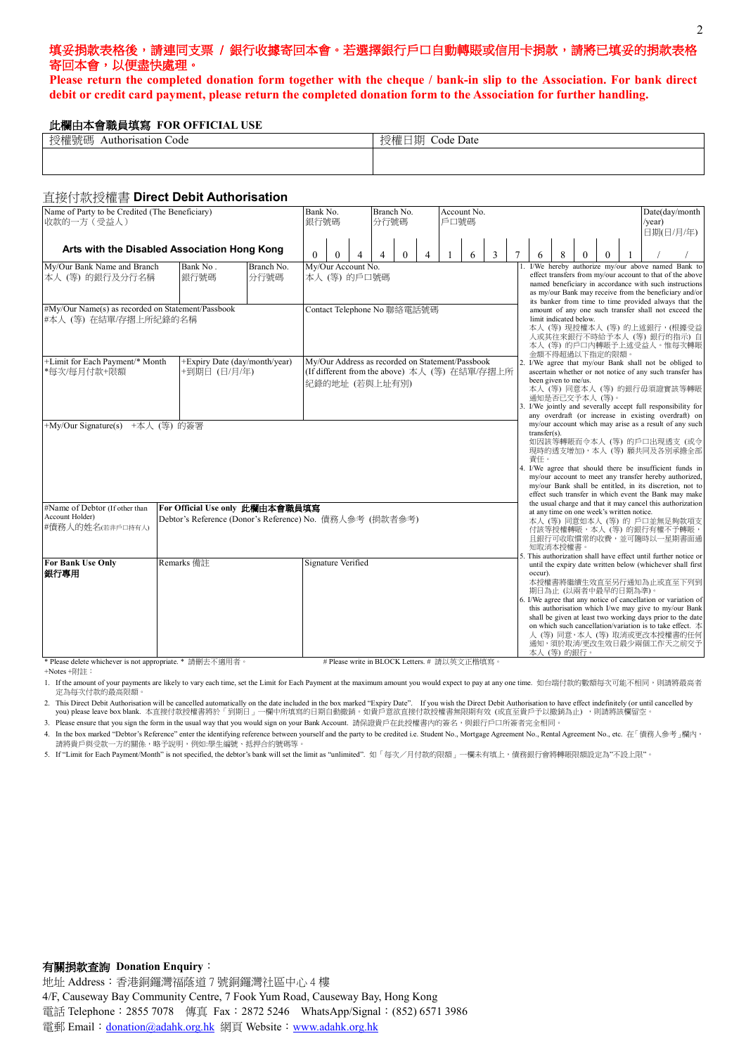**填妥捐款表格後，請連同支票 / 銀行收據寄回本會。若選擇銀行戶口自動轉賬或信用卡捐款，請將已填妥的捐款表格寄回本會，以便盡快處理。**

**Please return the completed donation form together with the cheque / bank-in slip to the Association. For bank direct debit or credit card payment, please return the completed donation form to the Association for further handling.**

**此欄由本會職員填寫 FOR OFFICIAL USE**

| 授權號碼 Authorisation Code | 授權日期 Code Date |
|---|---|
| | |

## 直接付款授權書 Direct Debit Authorisation

| Name of Party to be Credited (The Beneficiary) 收款的一方（受益人） | | | Bank No. 銀行號碼 | Branch No. 分行號碼 | Account No. 戶口號碼 | Date(day/month/year) 日期(日/月/年) |
|---|---|---|---|---|---|---|
| **Arts with the Disabled Association Hong Kong** | | | 0 0 4 | 4 0 4 | 1 6 3 7 6 8 0 0 1 | / / |
| My/Our Bank Name and Branch 本人 (等) 的銀行及分行名稱 | Bank No . 銀行號碼 | Branch No. 分行號碼 | My/Our Account No. 本人 (等) 的戶口號碼 | | | |
| #My/Our Name(s) as recorded on Statement/Passbook #本人 (等) 在結單/存摺上所紀錄的名稱 | | | Contact Telephone No 聯絡電話號碼 | | | |
| +Limit for Each Payment/* Month *每次/每月付款+限額 | +Expiry Date (day/month/year) +到期日 (日/月/年) | | My/Our Address as recorded on Statement/Passbook (If different from the above) 本人 (等) 在結單/存摺上所紀錄的地址 (若與上址有別) | | | |
| +My/Our Signature(s) +本人 (等) 的簽署 | | | | | | |
| #Name of Debtor (If other than Account Holder) #債務人的姓名(若非戶口持有人) | **For Official Use only 此欄由本會職員填寫** Debtor's Reference (Donor's Reference) No. 債務人參考 (捐款者參考) | | | | | |
| **For Bank Use Only 銀行專用** | Remarks 備註 | | Signature Verified | | | |

1. I/We hereby authorize my/our above named Bank to effect transfers from my/our account to that of the above named beneficiary in accordance with such instructions as my/our Bank may receive from the beneficiary and/or its banker from time to time provided always that the amount of any one such transfer shall not exceed the limit indicated below.
本人 (等) 現授權本人 (等) 的上述銀行，(根據受益人或其往來銀行不時給予本人 (等) 銀行的指示) 自本人 (等) 的戶口內轉賬予上述受益人。惟每次轉賬金額不得超過以下指定的限額。
2. I/We agree that my/our Bank shall not be obliged to ascertain whether or not notice of any such transfer has been given to me/us.
本人 (等) 同意本人 (等) 的銀行毋須證實該等轉賬通知是否已交予本人 (等)。
3. I/We jointly and severally accept full responsibility for any overdraft (or increase in existing overdraft) on my/our account which may arise as a result of any such transfer(s).
如因該等轉賬而令本人 (等) 的戶口出現透支 (或令現時的透支增加)，本人 (等) 願共同及各別承擔全部責任。
4. I/We agree that should there be insufficient funds in my/our account to meet any transfer hereby authorized, my/our Bank shall be entitled, in its discretion, not to effect such transfer in which event the Bank may make the usual charge and that it may cancel this authorization at any time on one week's written notice.
本人 (等) 同意如本人 (等) 的 戶口並無足夠款項支付該等授權轉賬，本人 (等) 的銀行有權不予轉賬，且銀行可收取慣常的收費，並可隨時以一星期書面通知取消本授權書。
5. This authorization shall have effect until further notice or until the expiry date written below (whichever shall first occur).
本授權書將繼續生效直至另行通知為止或直至下列到期日為止 (以兩者中最早的日期為準)。
6. I/We agree that any notice of cancellation or variation of this authorisation which I/we may give to my/our Bank shall be given at least two working days prior to the date on which such cancellation/variation is to take effect. 本人 (等) 同意，本人 (等) 取消或更改本授權書的任何通知，須於取消/更改生效日最少兩個工作天之前交予本人 (等) 的銀行。

\* Please delete whichever is not appropriate. \* 請刪去不適用者。 # Please write in BLOCK Letters. # 請以英文正楷填寫。

+Notes +附註：

1. If the amount of your payments are likely to vary each time, set the Limit for Each Payment at the maximum amount you would expect to pay at any one time. 如台端付款的數額每次可能不相同，則請將最高者定為每次付款的最高限額。
2. This Direct Debit Authorisation will be cancelled automatically on the date included in the box marked "Expiry Date". If you wish the Direct Debit Authorisation to have effect indefinitely (or until cancelled by you) please leave box blank. 本直接付款授權書將於「到期日」一欄中所填寫的日期自動撤銷。如貴戶意欲直接付款授權書無限期有效 (或直至貴戶予以撤銷為止) ，則請將該欄留空。
3. Please ensure that you sign the form in the usual way that you would sign on your Bank Account. 請保證貴戶在此授權書內的簽名，與銀行戶口所簽者完全相同。
4. In the box marked "Debtor's Reference" enter the identifying reference between yourself and the party to be credited i.e. Student No., Mortgage Agreement No., Rental Agreement No., etc. 在「債務人參考」欄內，請將貴戶與受款一方的關係，略予說明，例如:學生編號、抵押合約號碼等。
5. If "Limit for Each Payment/Month" is not specified, the debtor's bank will set the limit as "unlimited". 如「每次／月付款的限額」一欄未有填上，債務銀行會將轉賬限額設定為"不設上限"。

**有關捐款查詢 Donation Enquiry**：

地址 Address：香港銅鑼灣福蔭道 7 號銅鑼灣社區中心 4 樓

4/F, Causeway Bay Community Centre, 7 Fook Yum Road, Causeway Bay, Hong Kong

電話 Telephone：2855 7078 傳真 Fax：2872 5246 WhatsApp/Signal：(852) 6571 3986

電郵 Email：donation@adahk.org.hk 網頁 Website：www.adahk.org.hk